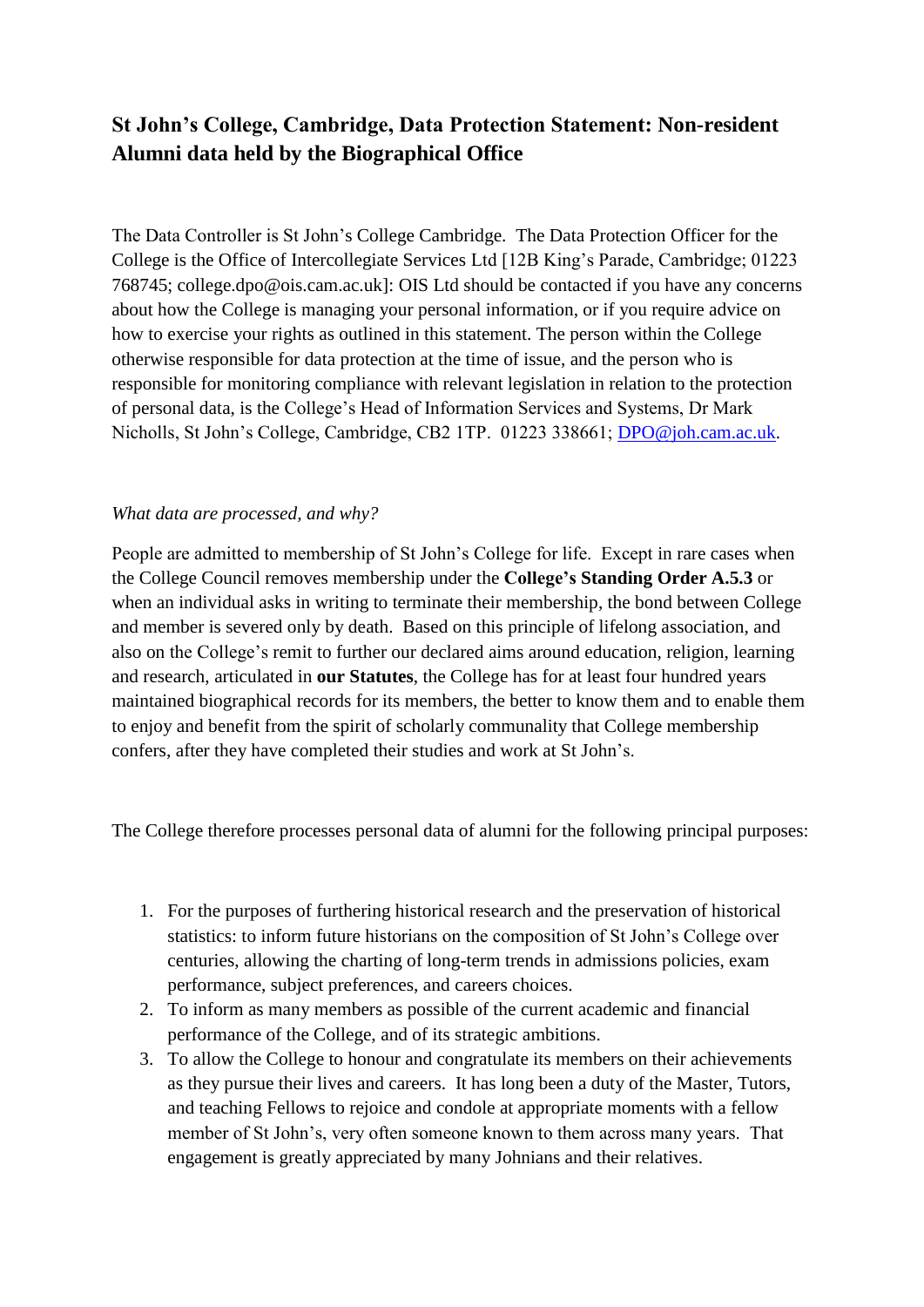# St John's College, Cambridge, Data Protection Statement: Non-resident Alumni data held by the Biographical Office

The Data Controller is St John's College Cambridge. The Data Protection Officer for the College is the Office of Intercollegiate Services Ltd [12B King's Parade, Cambridge; 01223 768745; college.dpo@ois.cam.ac.uk]: OIS Ltd should be contacted if you have any concerns about how the College is managing your personal information, or if you require advice on how to exercise your rights as outlined in this statement. The person within the College otherwise responsible for data protection at the time of issue, and the person who is responsible for monitoring compliance with relevant legislation in relation to the protection of personal data, is the College's Head of Information Services and Systems, Dr Mark Nicholls, St John's College, Cambridge, CB2 1TP. 01223 338661; DPO@joh.cam.ac.uk.

*What data are processed, and why?*

People are admitted to membership of St John's College for life. Except in rare cases when the College Council removes membership under the **College's Standing Order A.5.3** or when an individual asks in writing to terminate their membership, the bond between College and member is severed only by death. Based on this principle of lifelong association, and also on the College's remit to further our declared aims around education, religion, learning and research, articulated in **our Statutes**, the College has for at least four hundred years maintained biographical records for its members, the better to know them and to enable them to enjoy and benefit from the spirit of scholarly communality that College membership confers, after they have completed their studies and work at St John's.

The College therefore processes personal data of alumni for the following principal purposes:

1. For the purposes of furthering historical research and the preservation of historical statistics: to inform future historians on the composition of St John's College over centuries, allowing the charting of long-term trends in admissions policies, exam performance, subject preferences, and careers choices.
2. To inform as many members as possible of the current academic and financial performance of the College, and of its strategic ambitions.
3. To allow the College to honour and congratulate its members on their achievements as they pursue their lives and careers. It has long been a duty of the Master, Tutors, and teaching Fellows to rejoice and condole at appropriate moments with a fellow member of St John's, very often someone known to them across many years. That engagement is greatly appreciated by many Johnians and their relatives.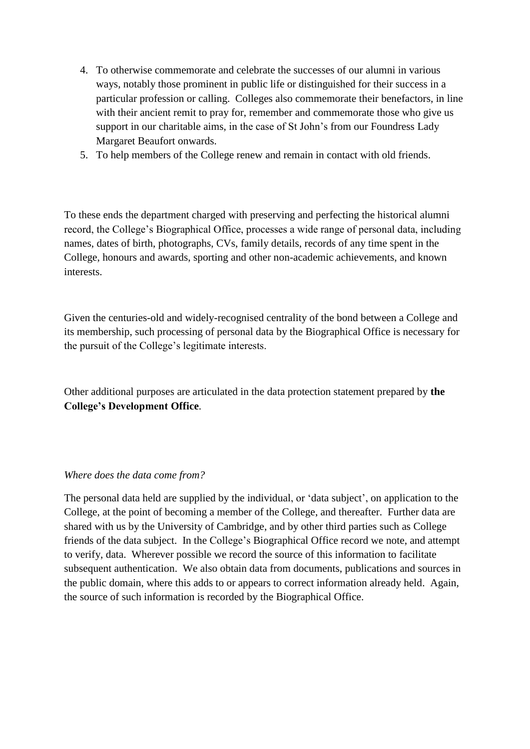4. To otherwise commemorate and celebrate the successes of our alumni in various ways, notably those prominent in public life or distinguished for their success in a particular profession or calling. Colleges also commemorate their benefactors, in line with their ancient remit to pray for, remember and commemorate those who give us support in our charitable aims, in the case of St John's from our Foundress Lady Margaret Beaufort onwards.
5. To help members of the College renew and remain in contact with old friends.

To these ends the department charged with preserving and perfecting the historical alumni record, the College's Biographical Office, processes a wide range of personal data, including names, dates of birth, photographs, CVs, family details, records of any time spent in the College, honours and awards, sporting and other non-academic achievements, and known interests.

Given the centuries-old and widely-recognised centrality of the bond between a College and its membership, such processing of personal data by the Biographical Office is necessary for the pursuit of the College's legitimate interests.

Other additional purposes are articulated in the data protection statement prepared by **the College's Development Office**.

*Where does the data come from?*

The personal data held are supplied by the individual, or 'data subject', on application to the College, at the point of becoming a member of the College, and thereafter. Further data are shared with us by the University of Cambridge, and by other third parties such as College friends of the data subject. In the College's Biographical Office record we note, and attempt to verify, data. Wherever possible we record the source of this information to facilitate subsequent authentication. We also obtain data from documents, publications and sources in the public domain, where this adds to or appears to correct information already held. Again, the source of such information is recorded by the Biographical Office.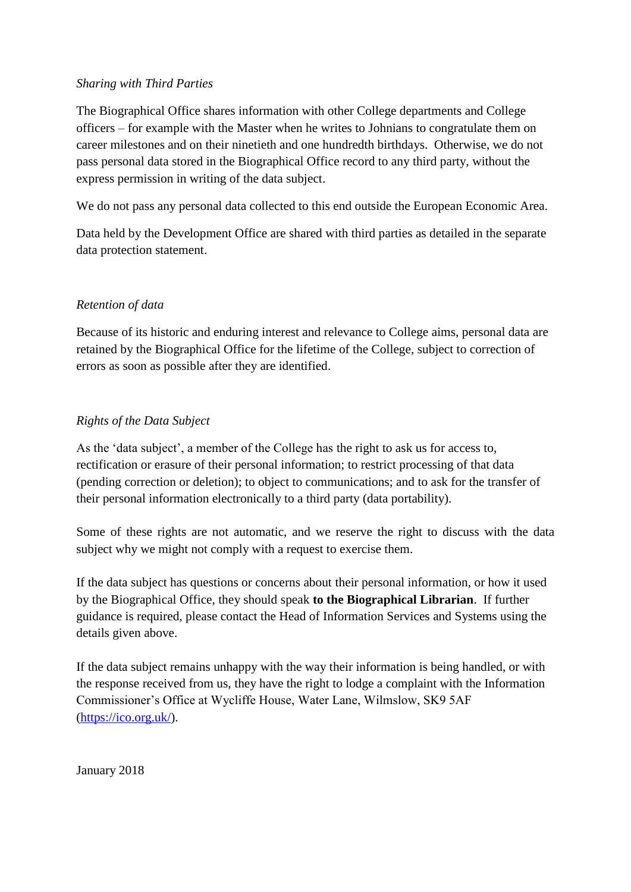*Sharing with Third Parties*

The Biographical Office shares information with other College departments and College officers – for example with the Master when he writes to Johnians to congratulate them on career milestones and on their ninetieth and one hundredth birthdays. Otherwise, we do not pass personal data stored in the Biographical Office record to any third party, without the express permission in writing of the data subject.

We do not pass any personal data collected to this end outside the European Economic Area.

Data held by the Development Office are shared with third parties as detailed in the separate data protection statement.

*Retention of data*

Because of its historic and enduring interest and relevance to College aims, personal data are retained by the Biographical Office for the lifetime of the College, subject to correction of errors as soon as possible after they are identified.

*Rights of the Data Subject*

As the 'data subject', a member of the College has the right to ask us for access to, rectification or erasure of their personal information; to restrict processing of that data (pending correction or deletion); to object to communications; and to ask for the transfer of their personal information electronically to a third party (data portability).

Some of these rights are not automatic, and we reserve the right to discuss with the data subject why we might not comply with a request to exercise them.

If the data subject has questions or concerns about their personal information, or how it used by the Biographical Office, they should speak **to the Biographical Librarian**. If further guidance is required, please contact the Head of Information Services and Systems using the details given above.

If the data subject remains unhappy with the way their information is being handled, or with the response received from us, they have the right to lodge a complaint with the Information Commissioner's Office at Wycliffe House, Water Lane, Wilmslow, SK9 5AF ([https://ico.org.uk/](https://ico.org.uk/)).

January 2018